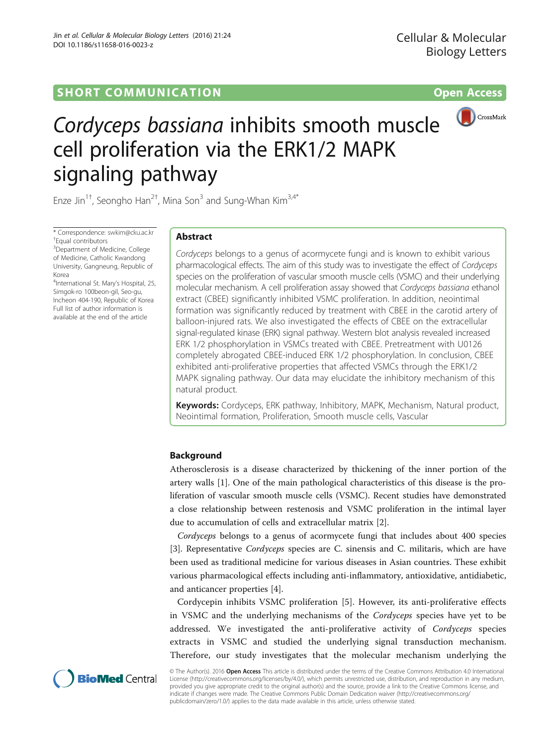SHORT COMMUNICATION | Open Access

# *Cordyceps bassiana* inhibits smooth muscle cell proliferation via the ERK1/2 MAPK signaling pathway

Enze Jin[1†], Seongho Han[2†], Mina Son[3] and Sung-Whan Kim[3,4*]

\* Correspondence: swkim@cku.ac.kr
†Equal contributors
[3]Department of Medicine, College of Medicine, Catholic Kwandong University, Gangneung, Republic of Korea
[4]International St. Mary's Hospital, 25, Simgok-ro 100beon-gil, Seo-gu, Incheon 404-190, Republic of Korea
Full list of author information is available at the end of the article

## Abstract

*Cordyceps* belongs to a genus of acormycete fungi and is known to exhibit various pharmacological effects. The aim of this study was to investigate the effect of *Cordyceps* species on the proliferation of vascular smooth muscle cells (VSMC) and their underlying molecular mechanism. A cell proliferation assay showed that *Cordyceps bassiana* ethanol extract (CBEE) significantly inhibited VSMC proliferation. In addition, neointimal formation was significantly reduced by treatment with CBEE in the carotid artery of balloon-injured rats. We also investigated the effects of CBEE on the extracellular signal-regulated kinase (ERK) signal pathway. Western blot analysis revealed increased ERK 1/2 phosphorylation in VSMCs treated with CBEE. Pretreatment with U0126 completely abrogated CBEE-induced ERK 1/2 phosphorylation. In conclusion, CBEE exhibited anti-proliferative properties that affected VSMCs through the ERK1/2 MAPK signaling pathway. Our data may elucidate the inhibitory mechanism of this natural product.

**Keywords:** Cordyceps, ERK pathway, Inhibitory, MAPK, Mechanism, Natural product, Neointimal formation, Proliferation, Smooth muscle cells, Vascular

## Background

Atherosclerosis is a disease characterized by thickening of the inner portion of the artery walls [1]. One of the main pathological characteristics of this disease is the proliferation of vascular smooth muscle cells (VSMC). Recent studies have demonstrated a close relationship between restenosis and VSMC proliferation in the intimal layer due to accumulation of cells and extracellular matrix [2].

*Cordyceps* belongs to a genus of acormycete fungi that includes about 400 species [3]. Representative *Cordyceps* species are C. sinensis and C. militaris, which are have been used as traditional medicine for various diseases in Asian countries. These exhibit various pharmacological effects including anti-inflammatory, antioxidative, antidiabetic, and anticancer properties [4].

Cordycepin inhibits VSMC proliferation [5]. However, its anti-proliferative effects in VSMC and the underlying mechanisms of the *Cordyceps* species have yet to be addressed. We investigated the anti-proliferative activity of *Cordyceps* species extracts in VSMC and studied the underlying signal transduction mechanism. Therefore, our study investigates that the molecular mechanism underlying the

© The Author(s). 2016 **Open Access** This article is distributed under the terms of the Creative Commons Attribution 4.0 International License (http://creativecommons.org/licenses/by/4.0/), which permits unrestricted use, distribution, and reproduction in any medium, provided you give appropriate credit to the original author(s) and the source, provide a link to the Creative Commons license, and indicate if changes were made. The Creative Commons Public Domain Dedication waiver (http://creativecommons.org/publicdomain/zero/1.0/) applies to the data made available in this article, unless otherwise stated.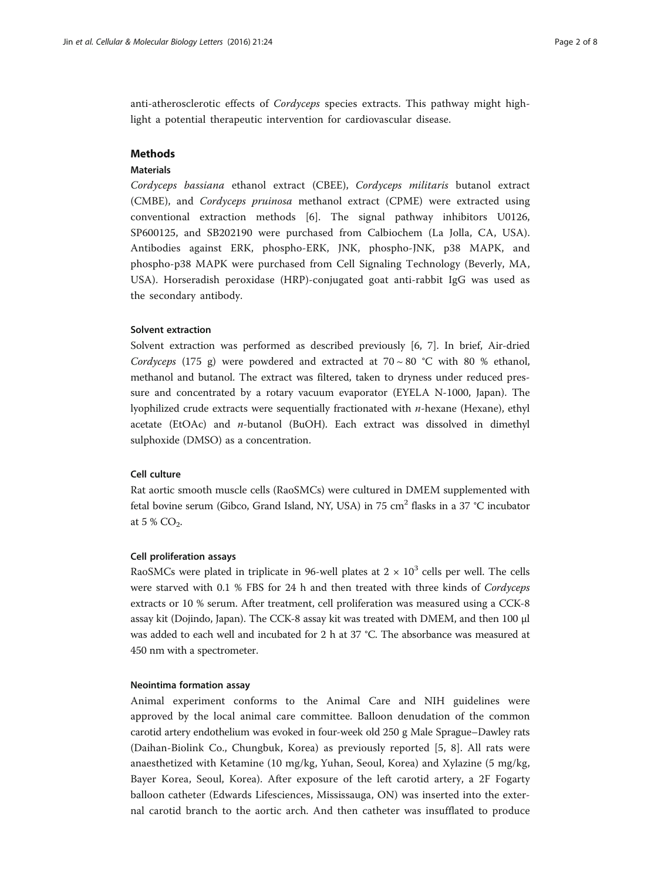anti-atherosclerotic effects of *Cordyceps* species extracts. This pathway might highlight a potential therapeutic intervention for cardiovascular disease.

## Methods

### Materials

*Cordyceps bassiana* ethanol extract (CBEE), *Cordyceps militaris* butanol extract (CMBE), and *Cordyceps pruinosa* methanol extract (CPME) were extracted using conventional extraction methods [6]. The signal pathway inhibitors U0126, SP600125, and SB202190 were purchased from Calbiochem (La Jolla, CA, USA). Antibodies against ERK, phospho-ERK, JNK, phospho-JNK, p38 MAPK, and phospho-p38 MAPK were purchased from Cell Signaling Technology (Beverly, MA, USA). Horseradish peroxidase (HRP)-conjugated goat anti-rabbit IgG was used as the secondary antibody.

### Solvent extraction

Solvent extraction was performed as described previously [6, 7]. In brief, Air-dried *Cordyceps* (175 g) were powdered and extracted at 70 ~ 80 °C with 80 % ethanol, methanol and butanol. The extract was filtered, taken to dryness under reduced pressure and concentrated by a rotary vacuum evaporator (EYELA N-1000, Japan). The lyophilized crude extracts were sequentially fractionated with *n*-hexane (Hexane), ethyl acetate (EtOAc) and *n*-butanol (BuOH). Each extract was dissolved in dimethyl sulphoxide (DMSO) as a concentration.

### Cell culture

Rat aortic smooth muscle cells (RaoSMCs) were cultured in DMEM supplemented with fetal bovine serum (Gibco, Grand Island, NY, USA) in 75 $cm^2$ flasks in a 37 °C incubator at 5 % $CO_2$.

### Cell proliferation assays

RaoSMCs were plated in triplicate in 96-well plates at $2 \times 10^3$ cells per well. The cells were starved with 0.1 % FBS for 24 h and then treated with three kinds of *Cordyceps* extracts or 10 % serum. After treatment, cell proliferation was measured using a CCK-8 assay kit (Dojindo, Japan). The CCK-8 assay kit was treated with DMEM, and then 100 μl was added to each well and incubated for 2 h at 37 °C. The absorbance was measured at 450 nm with a spectrometer.

### Neointima formation assay

Animal experiment conforms to the Animal Care and NIH guidelines were approved by the local animal care committee. Balloon denudation of the common carotid artery endothelium was evoked in four-week old 250 g Male Sprague–Dawley rats (Daihan-Biolink Co., Chungbuk, Korea) as previously reported [5, 8]. All rats were anaesthetized with Ketamine (10 mg/kg, Yuhan, Seoul, Korea) and Xylazine (5 mg/kg, Bayer Korea, Seoul, Korea). After exposure of the left carotid artery, a 2F Fogarty balloon catheter (Edwards Lifesciences, Mississauga, ON) was inserted into the external carotid branch to the aortic arch. And then catheter was insufflated to produce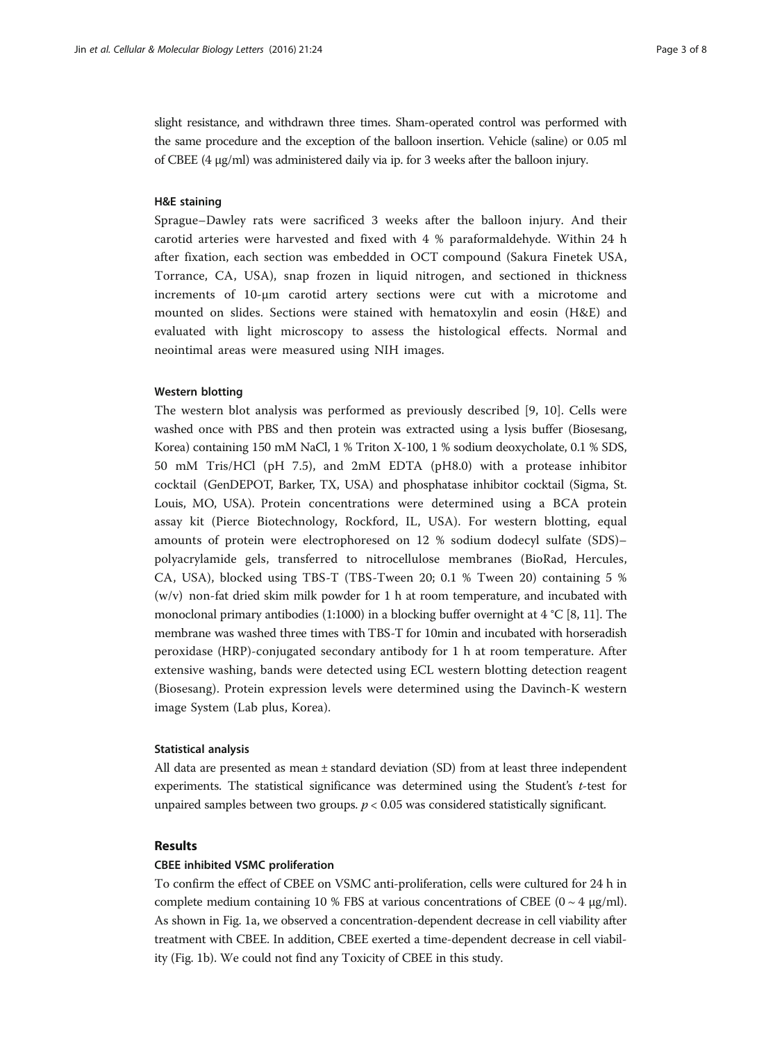slight resistance, and withdrawn three times. Sham-operated control was performed with the same procedure and the exception of the balloon insertion. Vehicle (saline) or 0.05 ml of CBEE (4 μg/ml) was administered daily via ip. for 3 weeks after the balloon injury.

#### H&E staining

Sprague–Dawley rats were sacrificed 3 weeks after the balloon injury. And their carotid arteries were harvested and fixed with 4 % paraformaldehyde. Within 24 h after fixation, each section was embedded in OCT compound (Sakura Finetek USA, Torrance, CA, USA), snap frozen in liquid nitrogen, and sectioned in thickness increments of 10-μm carotid artery sections were cut with a microtome and mounted on slides. Sections were stained with hematoxylin and eosin (H&E) and evaluated with light microscopy to assess the histological effects. Normal and neointimal areas were measured using NIH images.

#### Western blotting

The western blot analysis was performed as previously described [9, 10]. Cells were washed once with PBS and then protein was extracted using a lysis buffer (Biosesang, Korea) containing 150 mM NaCl, 1 % Triton X-100, 1 % sodium deoxycholate, 0.1 % SDS, 50 mM Tris/HCl (pH 7.5), and 2mM EDTA (pH8.0) with a protease inhibitor cocktail (GenDEPOT, Barker, TX, USA) and phosphatase inhibitor cocktail (Sigma, St. Louis, MO, USA). Protein concentrations were determined using a BCA protein assay kit (Pierce Biotechnology, Rockford, IL, USA). For western blotting, equal amounts of protein were electrophoresed on 12 % sodium dodecyl sulfate (SDS)–polyacrylamide gels, transferred to nitrocellulose membranes (BioRad, Hercules, CA, USA), blocked using TBS-T (TBS-Tween 20; 0.1 % Tween 20) containing 5 % (w/v) non-fat dried skim milk powder for 1 h at room temperature, and incubated with monoclonal primary antibodies (1:1000) in a blocking buffer overnight at 4 °C [8, 11]. The membrane was washed three times with TBS-T for 10min and incubated with horseradish peroxidase (HRP)-conjugated secondary antibody for 1 h at room temperature. After extensive washing, bands were detected using ECL western blotting detection reagent (Biosesang). Protein expression levels were determined using the Davinch-K western image System (Lab plus, Korea).

#### Statistical analysis

All data are presented as mean ± standard deviation (SD) from at least three independent experiments. The statistical significance was determined using the Student's *t*-test for unpaired samples between two groups. $p < 0.05$ was considered statistically significant.

## Results

#### CBEE inhibited VSMC proliferation

To confirm the effect of CBEE on VSMC anti-proliferation, cells were cultured for 24 h in complete medium containing 10 % FBS at various concentrations of CBEE (0 ~ 4 μg/ml). As shown in Fig. 1a, we observed a concentration-dependent decrease in cell viability after treatment with CBEE. In addition, CBEE exerted a time-dependent decrease in cell viability (Fig. 1b). We could not find any Toxicity of CBEE in this study.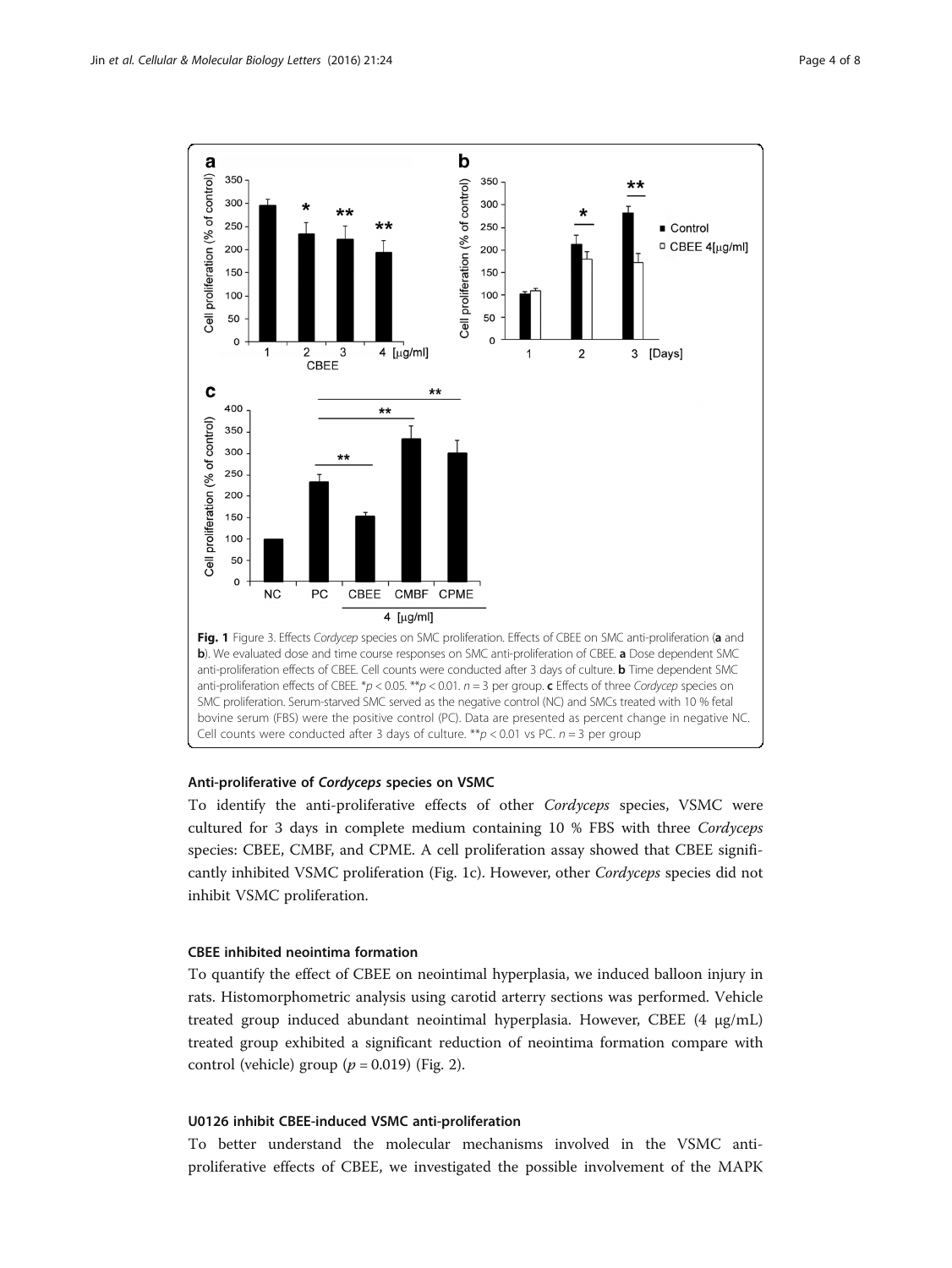**Fig. 1** Figure 3. Effects *Cordycep* species on SMC proliferation. Effects of CBEE on SMC anti-proliferation (**a** and **b**). We evaluated dose and time course responses on SMC anti-proliferation of CBEE. **a** Dose dependent SMC anti-proliferation effects of CBEE. Cell counts were conducted after 3 days of culture. **b** Time dependent SMC anti-proliferation effects of CBEE. \*$p < 0.05$. \*\*$p < 0.01$. $n = 3$ per group. **c** Effects of three *Cordycep* species on SMC proliferation. Serum-starved SMC served as the negative control (NC) and SMCs treated with 10 % fetal bovine serum (FBS) were the positive control (PC). Data are presented as percent change in negative NC. Cell counts were conducted after 3 days of culture. \*\*$p < 0.01$ vs PC. $n = 3$ per group

### Anti-proliferative of *Cordyceps* species on VSMC

To identify the anti-proliferative effects of other *Cordyceps* species, VSMC were cultured for 3 days in complete medium containing 10 % FBS with three *Cordyceps* species: CBEE, CMBF, and CPME. A cell proliferation assay showed that CBEE significantly inhibited VSMC proliferation (Fig. 1c). However, other *Cordyceps* species did not inhibit VSMC proliferation.

### CBEE inhibited neointima formation

To quantify the effect of CBEE on neointimal hyperplasia, we induced balloon injury in rats. Histomorphometric analysis using carotid arterry sections was performed. Vehicle treated group induced abundant neointimal hyperplasia. However, CBEE (4 μg/mL) treated group exhibited a significant reduction of neointima formation compare with control (vehicle) group ($p = 0.019$) (Fig. 2).

### U0126 inhibit CBEE-induced VSMC anti-proliferation

To better understand the molecular mechanisms involved in the VSMC anti-proliferative effects of CBEE, we investigated the possible involvement of the MAPK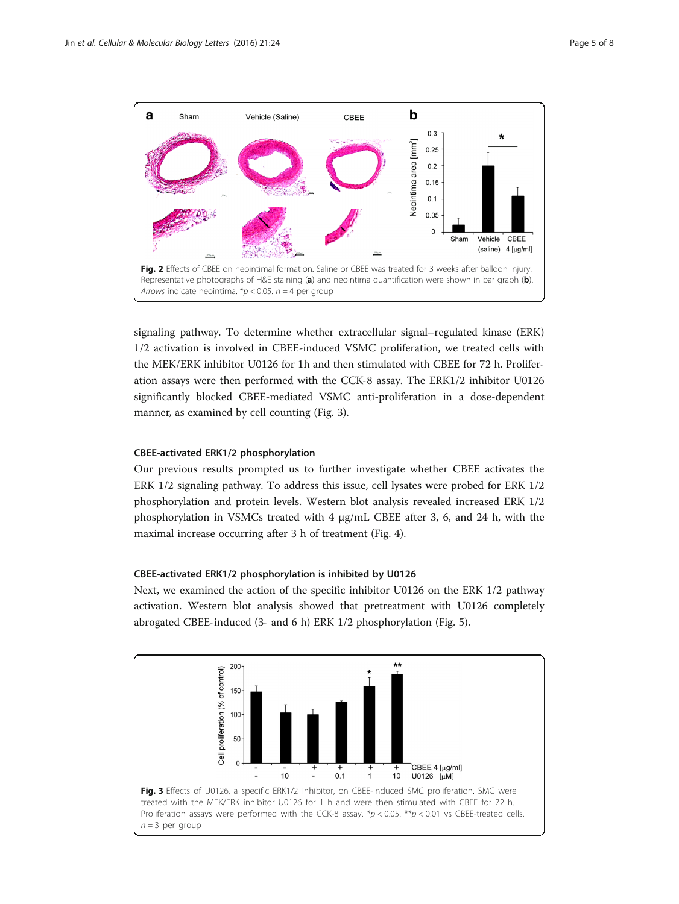**Fig. 2** Effects of CBEE on neointimal formation. Saline or CBEE was treated for 3 weeks after balloon injury. Representative photographs of H&E staining (**a**) and neointima quantification were shown in bar graph (**b**). *Arrows* indicate neointima. \*$p < 0.05$. $n = 4$ per group

signaling pathway. To determine whether extracellular signal–regulated kinase (ERK) 1/2 activation is involved in CBEE-induced VSMC proliferation, we treated cells with the MEK/ERK inhibitor U0126 for 1h and then stimulated with CBEE for 72 h. Proliferation assays were then performed with the CCK-8 assay. The ERK1/2 inhibitor U0126 significantly blocked CBEE-mediated VSMC anti-proliferation in a dose-dependent manner, as examined by cell counting (Fig. 3).

### CBEE-activated ERK1/2 phosphorylation

Our previous results prompted us to further investigate whether CBEE activates the ERK 1/2 signaling pathway. To address this issue, cell lysates were probed for ERK 1/2 phosphorylation and protein levels. Western blot analysis revealed increased ERK 1/2 phosphorylation in VSMCs treated with 4 μg/mL CBEE after 3, 6, and 24 h, with the maximal increase occurring after 3 h of treatment (Fig. 4).

### CBEE-activated ERK1/2 phosphorylation is inhibited by U0126

Next, we examined the action of the specific inhibitor U0126 on the ERK 1/2 pathway activation. Western blot analysis showed that pretreatment with U0126 completely abrogated CBEE-induced (3- and 6 h) ERK 1/2 phosphorylation (Fig. 5).

**Fig. 3** Effects of U0126, a specific ERK1/2 inhibitor, on CBEE-induced SMC proliferation. SMC were treated with the MEK/ERK inhibitor U0126 for 1 h and were then stimulated with CBEE for 72 h. Proliferation assays were performed with the CCK-8 assay. \*$p < 0.05$. \*\*$p < 0.01$ vs CBEE-treated cells. $n = 3$ per group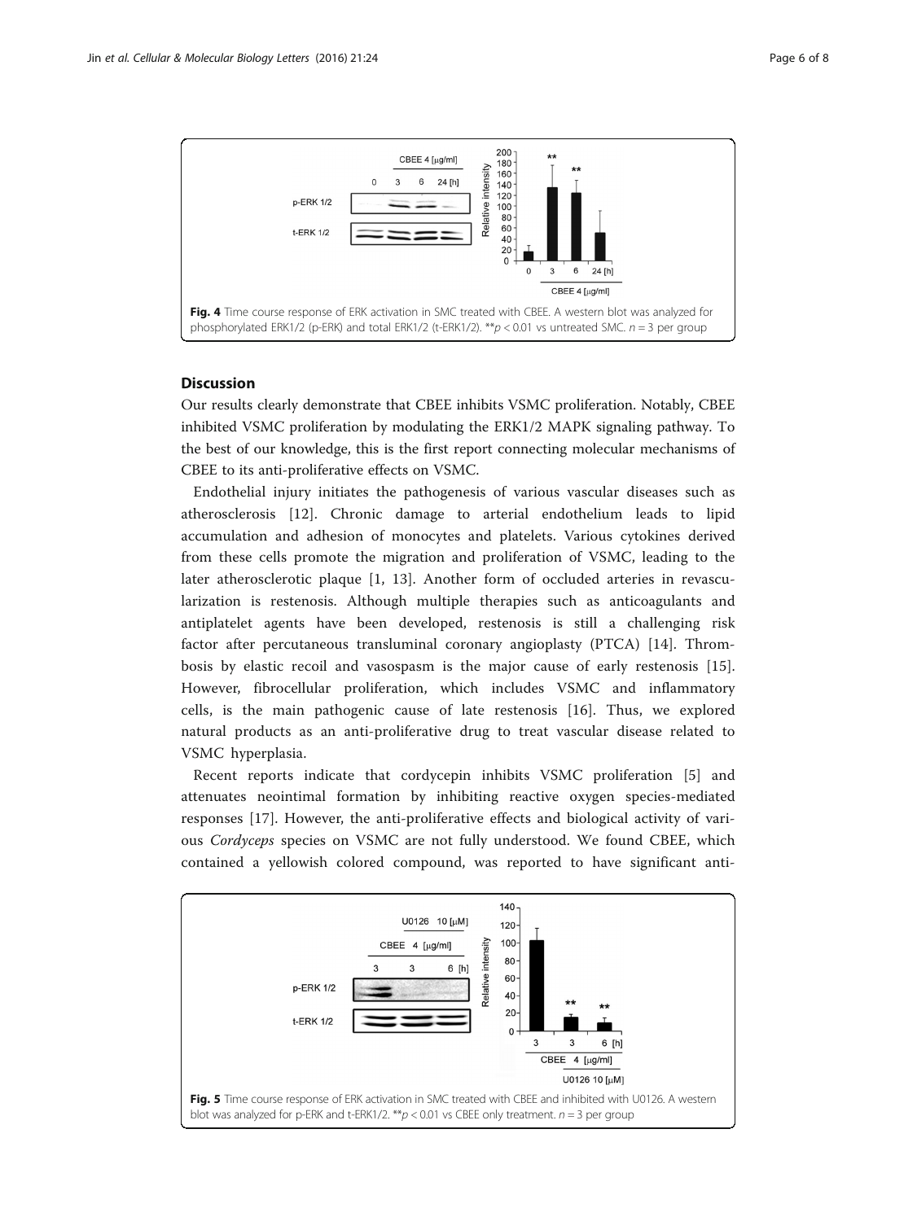Fig. 4 Time course response of ERK activation in SMC treated with CBEE. A western blot was analyzed for phosphorylated ERK1/2 (p-ERK) and total ERK1/2 (t-ERK1/2). ** $p < 0.01$ vs untreated SMC. $n = 3$ per group

## Discussion

Our results clearly demonstrate that CBEE inhibits VSMC proliferation. Notably, CBEE inhibited VSMC proliferation by modulating the ERK1/2 MAPK signaling pathway. To the best of our knowledge, this is the first report connecting molecular mechanisms of CBEE to its anti-proliferative effects on VSMC.

Endothelial injury initiates the pathogenesis of various vascular diseases such as atherosclerosis [12]. Chronic damage to arterial endothelium leads to lipid accumulation and adhesion of monocytes and platelets. Various cytokines derived from these cells promote the migration and proliferation of VSMC, leading to the later atherosclerotic plaque [1, 13]. Another form of occluded arteries in revascularization is restenosis. Although multiple therapies such as anticoagulants and antiplatelet agents have been developed, restenosis is still a challenging risk factor after percutaneous transluminal coronary angioplasty (PTCA) [14]. Thrombosis by elastic recoil and vasospasm is the major cause of early restenosis [15]. However, fibrocellular proliferation, which includes VSMC and inflammatory cells, is the main pathogenic cause of late restenosis [16]. Thus, we explored natural products as an anti-proliferative drug to treat vascular disease related to VSMC hyperplasia.

Recent reports indicate that cordycepin inhibits VSMC proliferation [5] and attenuates neointimal formation by inhibiting reactive oxygen species-mediated responses [17]. However, the anti-proliferative effects and biological activity of various *Cordyceps* species on VSMC are not fully understood. We found CBEE, which contained a yellowish colored compound, was reported to have significant anti-

Fig. 5 Time course response of ERK activation in SMC treated with CBEE and inhibited with U0126. A western blot was analyzed for p-ERK and t-ERK1/2. ** $p < 0.01$ vs CBEE only treatment. $n = 3$ per group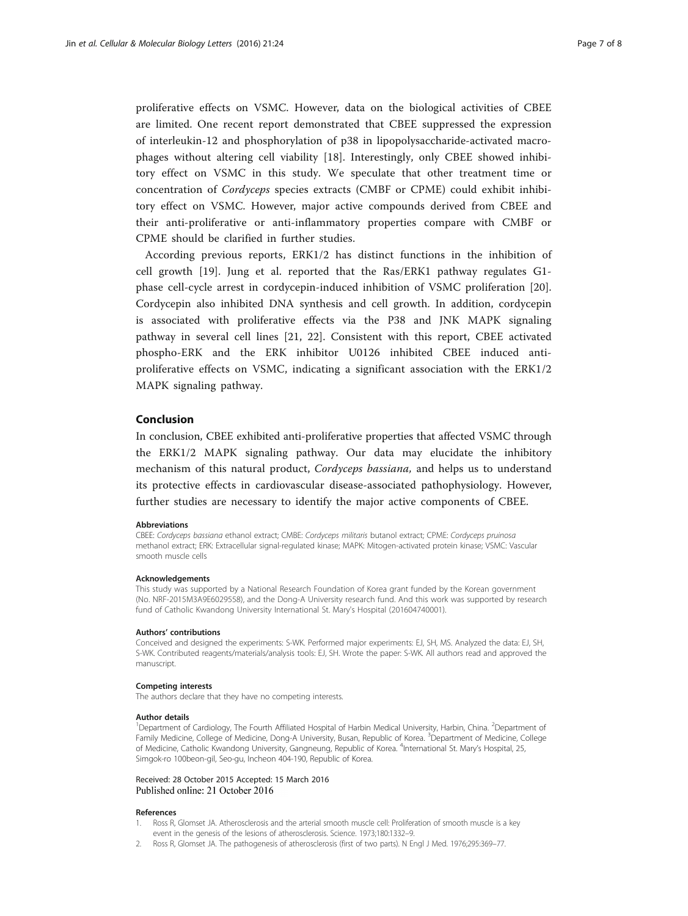proliferative effects on VSMC. However, data on the biological activities of CBEE are limited. One recent report demonstrated that CBEE suppressed the expression of interleukin-12 and phosphorylation of p38 in lipopolysaccharide-activated macrophages without altering cell viability [18]. Interestingly, only CBEE showed inhibitory effect on VSMC in this study. We speculate that other treatment time or concentration of *Cordyceps* species extracts (CMBF or CPME) could exhibit inhibitory effect on VSMC. However, major active compounds derived from CBEE and their anti-proliferative or anti-inflammatory properties compare with CMBF or CPME should be clarified in further studies.

According previous reports, ERK1/2 has distinct functions in the inhibition of cell growth [19]. Jung et al. reported that the Ras/ERK1 pathway regulates G1-phase cell-cycle arrest in cordycepin-induced inhibition of VSMC proliferation [20]. Cordycepin also inhibited DNA synthesis and cell growth. In addition, cordycepin is associated with proliferative effects via the P38 and JNK MAPK signaling pathway in several cell lines [21, 22]. Consistent with this report, CBEE activated phospho-ERK and the ERK inhibitor U0126 inhibited CBEE induced anti-proliferative effects on VSMC, indicating a significant association with the ERK1/2 MAPK signaling pathway.

## Conclusion

In conclusion, CBEE exhibited anti-proliferative properties that affected VSMC through the ERK1/2 MAPK signaling pathway. Our data may elucidate the inhibitory mechanism of this natural product, *Cordyceps bassiana,* and helps us to understand its protective effects in cardiovascular disease-associated pathophysiology. However, further studies are necessary to identify the major active components of CBEE.

#### Abbreviations

CBEE: *Cordyceps bassiana* ethanol extract; CMBE: *Cordyceps militaris* butanol extract; CPME: *Cordyceps pruinosa* methanol extract; ERK: Extracellular signal-regulated kinase; MAPK: Mitogen-activated protein kinase; VSMC: Vascular smooth muscle cells

#### Acknowledgements

This study was supported by a National Research Foundation of Korea grant funded by the Korean government (No. NRF-2015M3A9E6029558), and the Dong-A University research fund. And this work was supported by research fund of Catholic Kwandong University International St. Mary's Hospital (201604740001).

#### Authors' contributions

Conceived and designed the experiments: S-WK. Performed major experiments: EJ, SH, MS. Analyzed the data: EJ, SH, S-WK. Contributed reagents/materials/analysis tools: EJ, SH. Wrote the paper: S-WK. All authors read and approved the manuscript.

#### Competing interests

The authors declare that they have no competing interests.

#### Author details

[1]Department of Cardiology, The Fourth Affiliated Hospital of Harbin Medical University, Harbin, China. [2]Department of Family Medicine, College of Medicine, Dong-A University, Busan, Republic of Korea. [3]Department of Medicine, College of Medicine, Catholic Kwandong University, Gangneung, Republic of Korea. [4]International St. Mary's Hospital, 25, Simgok-ro 100beon-gil, Seo-gu, Incheon 404-190, Republic of Korea.

Received: 28 October 2015 Accepted: 15 March 2016
Published online: 21 October 2016

#### References

1. Ross R, Glomset JA. Atherosclerosis and the arterial smooth muscle cell: Proliferation of smooth muscle is a key event in the genesis of the lesions of atherosclerosis. Science. 1973;180:1332–9.
2. Ross R, Glomset JA. The pathogenesis of atherosclerosis (first of two parts). N Engl J Med. 1976;295:369–77.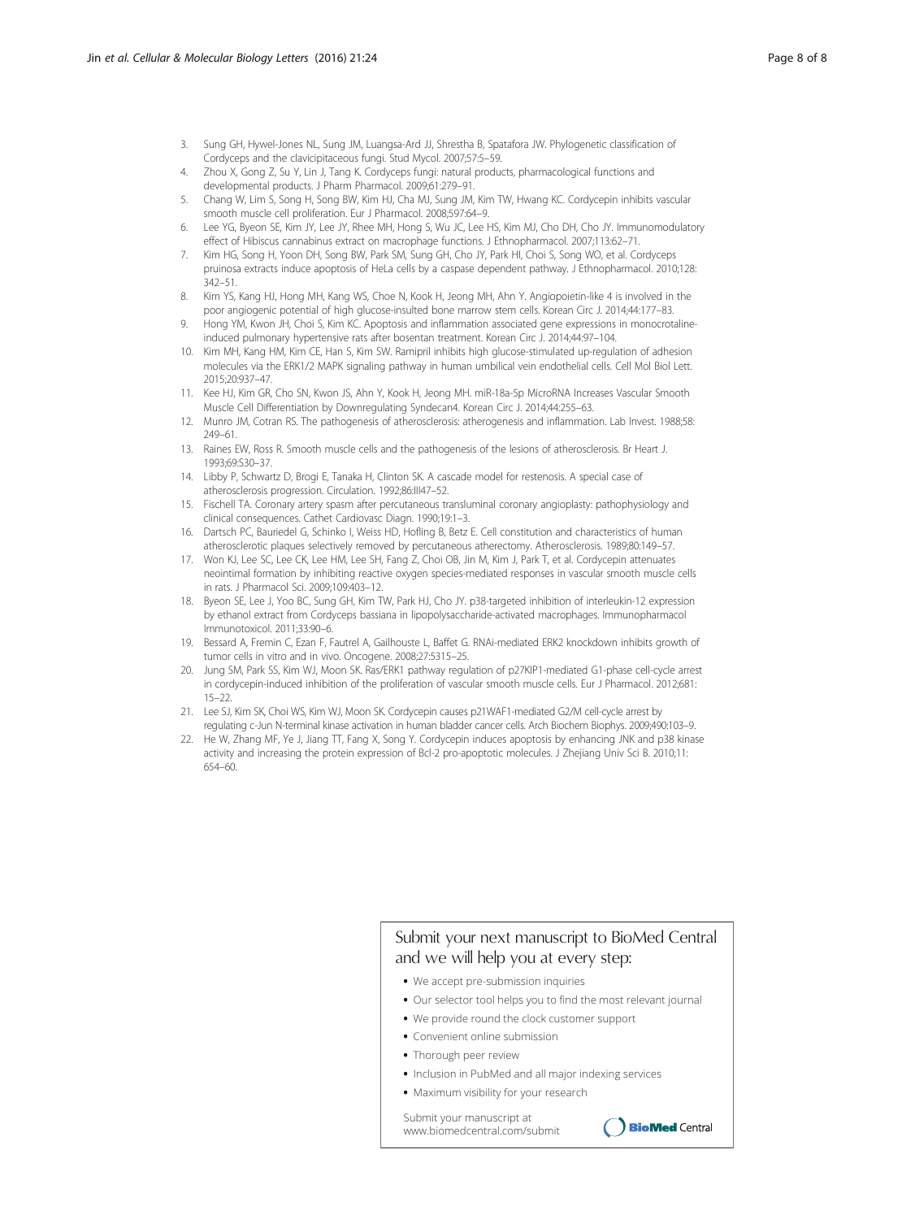3. Sung GH, Hywel-Jones NL, Sung JM, Luangsa-Ard JJ, Shrestha B, Spatafora JW. Phylogenetic classification of Cordyceps and the clavicipitaceous fungi. Stud Mycol. 2007;57:5–59.
4. Zhou X, Gong Z, Su Y, Lin J, Tang K. Cordyceps fungi: natural products, pharmacological functions and developmental products. J Pharm Pharmacol. 2009;61:279–91.
5. Chang W, Lim S, Song H, Song BW, Kim HJ, Cha MJ, Sung JM, Kim TW, Hwang KC. Cordycepin inhibits vascular smooth muscle cell proliferation. Eur J Pharmacol. 2008;597:64–9.
6. Lee YG, Byeon SE, Kim JY, Lee JY, Rhee MH, Hong S, Wu JC, Lee HS, Kim MJ, Cho DH, Cho JY. Immunomodulatory effect of Hibiscus cannabinus extract on macrophage functions. J Ethnopharmacol. 2007;113:62–71.
7. Kim HG, Song H, Yoon DH, Song BW, Park SM, Sung GH, Cho JY, Park HI, Choi S, Song WO, et al. Cordyceps pruinosa extracts induce apoptosis of HeLa cells by a caspase dependent pathway. J Ethnopharmacol. 2010;128:342–51.
8. Kim YS, Kang HJ, Hong MH, Kang WS, Choe N, Kook H, Jeong MH, Ahn Y. Angiopoietin-like 4 is involved in the poor angiogenic potential of high glucose-insulted bone marrow stem cells. Korean Circ J. 2014;44:177–83.
9. Hong YM, Kwon JH, Choi S, Kim KC. Apoptosis and inflammation associated gene expressions in monocrotaline-induced pulmonary hypertensive rats after bosentan treatment. Korean Circ J. 2014;44:97–104.
10. Kim MH, Kang HM, Kim CE, Han S, Kim SW. Ramipril inhibits high glucose-stimulated up-regulation of adhesion molecules via the ERK1/2 MAPK signaling pathway in human umbilical vein endothelial cells. Cell Mol Biol Lett. 2015;20:937–47.
11. Kee HJ, Kim GR, Cho SN, Kwon JS, Ahn Y, Kook H, Jeong MH. miR-18a-5p MicroRNA Increases Vascular Smooth Muscle Cell Differentiation by Downregulating Syndecan4. Korean Circ J. 2014;44:255–63.
12. Munro JM, Cotran RS. The pathogenesis of atherosclerosis: atherogenesis and inflammation. Lab Invest. 1988;58:249–61.
13. Raines EW, Ross R. Smooth muscle cells and the pathogenesis of the lesions of atherosclerosis. Br Heart J. 1993;69:S30–37.
14. Libby P, Schwartz D, Brogi E, Tanaka H, Clinton SK. A cascade model for restenosis. A special case of atherosclerosis progression. Circulation. 1992;86:III47–52.
15. Fischell TA. Coronary artery spasm after percutaneous transluminal coronary angioplasty: pathophysiology and clinical consequences. Cathet Cardiovasc Diagn. 1990;19:1–3.
16. Dartsch PC, Bauriedel G, Schinko I, Weiss HD, Hofling B, Betz E. Cell constitution and characteristics of human atherosclerotic plaques selectively removed by percutaneous atherectomy. Atherosclerosis. 1989;80:149–57.
17. Won KJ, Lee SC, Lee CK, Lee HM, Lee SH, Fang Z, Choi OB, Jin M, Kim J, Park T, et al. Cordycepin attenuates neointimal formation by inhibiting reactive oxygen species-mediated responses in vascular smooth muscle cells in rats. J Pharmacol Sci. 2009;109:403–12.
18. Byeon SE, Lee J, Yoo BC, Sung GH, Kim TW, Park HJ, Cho JY. p38-targeted inhibition of interleukin-12 expression by ethanol extract from Cordyceps bassiana in lipopolysaccharide-activated macrophages. Immunopharmacol Immunotoxicol. 2011;33:90–6.
19. Bessard A, Fremin C, Ezan F, Fautrel A, Gailhouste L, Baffet G. RNAi-mediated ERK2 knockdown inhibits growth of tumor cells in vitro and in vivo. Oncogene. 2008;27:5315–25.
20. Jung SM, Park SS, Kim WJ, Moon SK. Ras/ERK1 pathway regulation of p27KIP1-mediated G1-phase cell-cycle arrest in cordycepin-induced inhibition of the proliferation of vascular smooth muscle cells. Eur J Pharmacol. 2012;681:15–22.
21. Lee SJ, Kim SK, Choi WS, Kim WJ, Moon SK. Cordycepin causes p21WAF1-mediated G2/M cell-cycle arrest by regulating c-Jun N-terminal kinase activation in human bladder cancer cells. Arch Biochem Biophys. 2009;490:103–9.
22. He W, Zhang MF, Ye J, Jiang TT, Fang X, Song Y. Cordycepin induces apoptosis by enhancing JNK and p38 kinase activity and increasing the protein expression of Bcl-2 pro-apoptotic molecules. J Zhejiang Univ Sci B. 2010;11:654–60.

Submit your next manuscript to BioMed Central and we will help you at every step:

- We accept pre-submission inquiries
- Our selector tool helps you to find the most relevant journal
- We provide round the clock customer support
- Convenient online submission
- Thorough peer review
- Inclusion in PubMed and all major indexing services
- Maximum visibility for your research

Submit your manuscript at
www.biomedcentral.com/submit